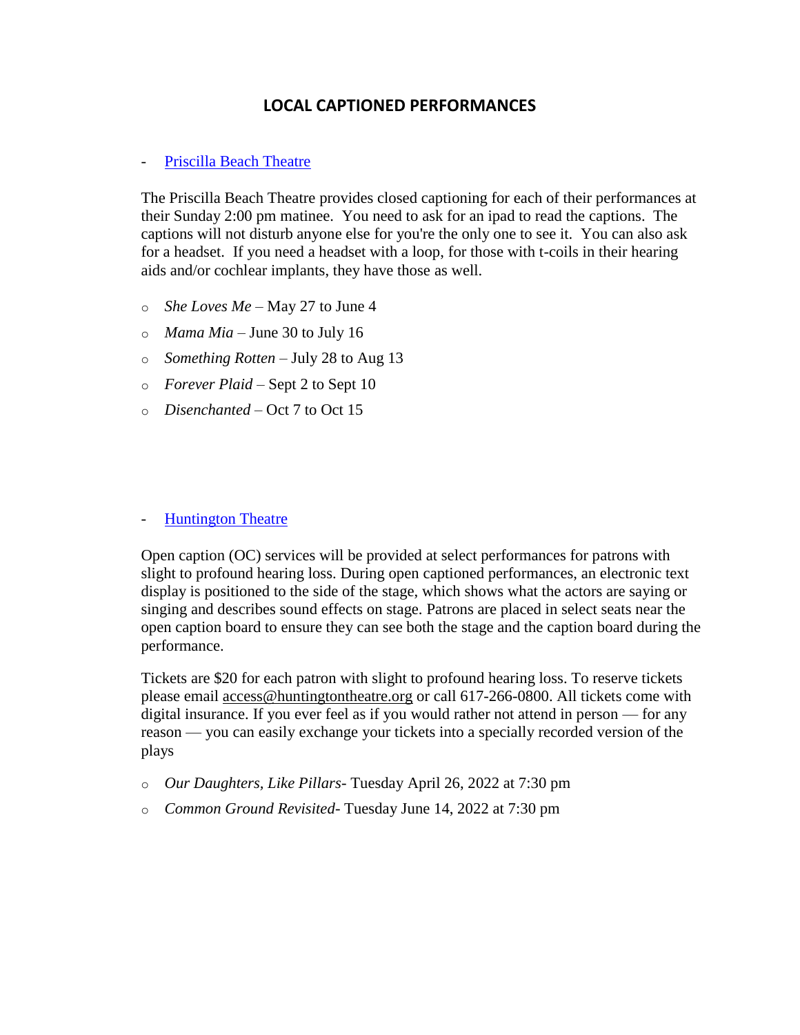# LOCAL CAPTIONED PERFORMANCES

- Priscilla Beach Theatre

The Priscilla Beach Theatre provides closed captioning for each of their performances at their Sunday 2:00 pm matinee. You need to ask for an ipad to read the captions. The captions will not disturb anyone else for you're the only one to see it. You can also ask for a headset. If you need a headset with a loop, for those with t-coils in their hearing aids and/or cochlear implants, they have those as well.

- *She Loves Me* – May 27 to June 4
- *Mama Mia* – June 30 to July 16
- *Something Rotten* – July 28 to Aug 13
- *Forever Plaid* – Sept 2 to Sept 10
- *Disenchanted* – Oct 7 to Oct 15

- Huntington Theatre

Open caption (OC) services will be provided at select performances for patrons with slight to profound hearing loss. During open captioned performances, an electronic text display is positioned to the side of the stage, which shows what the actors are saying or singing and describes sound effects on stage. Patrons are placed in select seats near the open caption board to ensure they can see both the stage and the caption board during the performance.

Tickets are $20 for each patron with slight to profound hearing loss. To reserve tickets please email access@huntingtontheatre.org or call 617-266-0800. All tickets come with digital insurance. If you ever feel as if you would rather not attend in person — for any reason — you can easily exchange your tickets into a specially recorded version of the plays

- *Our Daughters, Like Pillars*- Tuesday April 26, 2022 at 7:30 pm
- *Common Ground Revisited*- Tuesday June 14, 2022 at 7:30 pm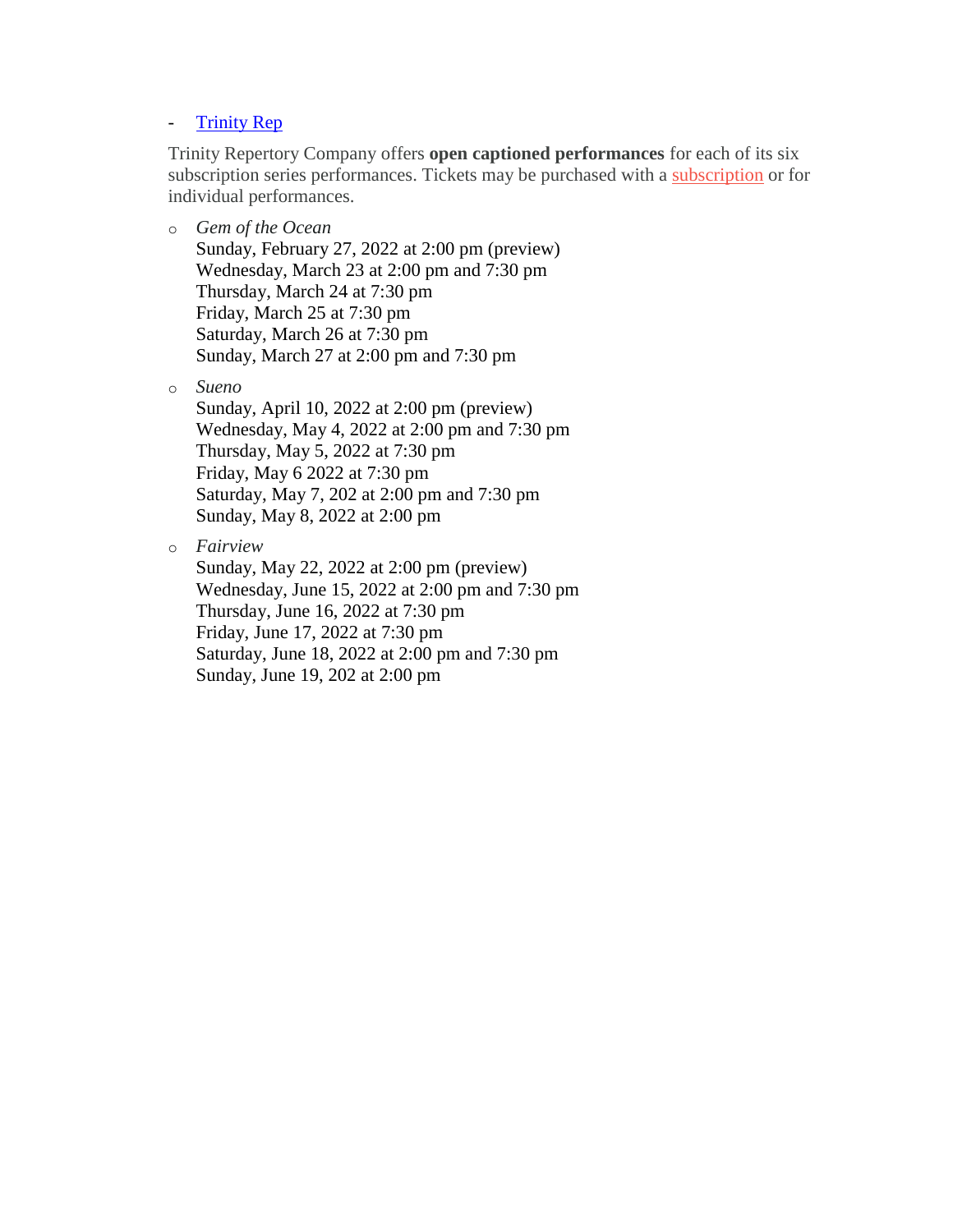- [Trinity Rep](#)

Trinity Repertory Company offers **open captioned performances** for each of its six subscription series performances. Tickets may be purchased with a [subscription](#) or for individual performances.

- *Gem of the Ocean*  
  Sunday, February 27, 2022 at 2:00 pm (preview)  
  Wednesday, March 23 at 2:00 pm and 7:30 pm  
  Thursday, March 24 at 7:30 pm  
  Friday, March 25 at 7:30 pm  
  Saturday, March 26 at 7:30 pm  
  Sunday, March 27 at 2:00 pm and 7:30 pm
- *Sueno*  
  Sunday, April 10, 2022 at 2:00 pm (preview)  
  Wednesday, May 4, 2022 at 2:00 pm and 7:30 pm  
  Thursday, May 5, 2022 at 7:30 pm  
  Friday, May 6 2022 at 7:30 pm  
  Saturday, May 7, 202 at 2:00 pm and 7:30 pm  
  Sunday, May 8, 2022 at 2:00 pm
- *Fairview*  
  Sunday, May 22, 2022 at 2:00 pm (preview)  
  Wednesday, June 15, 2022 at 2:00 pm and 7:30 pm  
  Thursday, June 16, 2022 at 7:30 pm  
  Friday, June 17, 2022 at 7:30 pm  
  Saturday, June 18, 2022 at 2:00 pm and 7:30 pm  
  Sunday, June 19, 202 at 2:00 pm